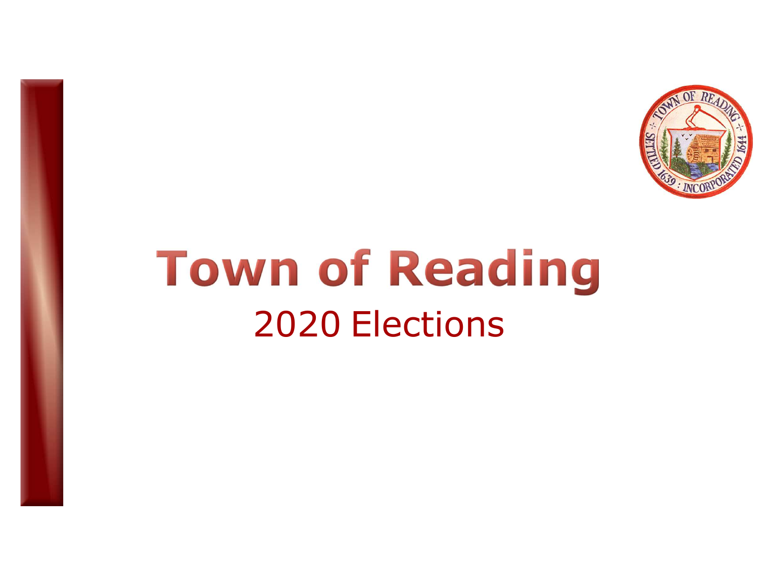# Town of Reading

## 2020 Elections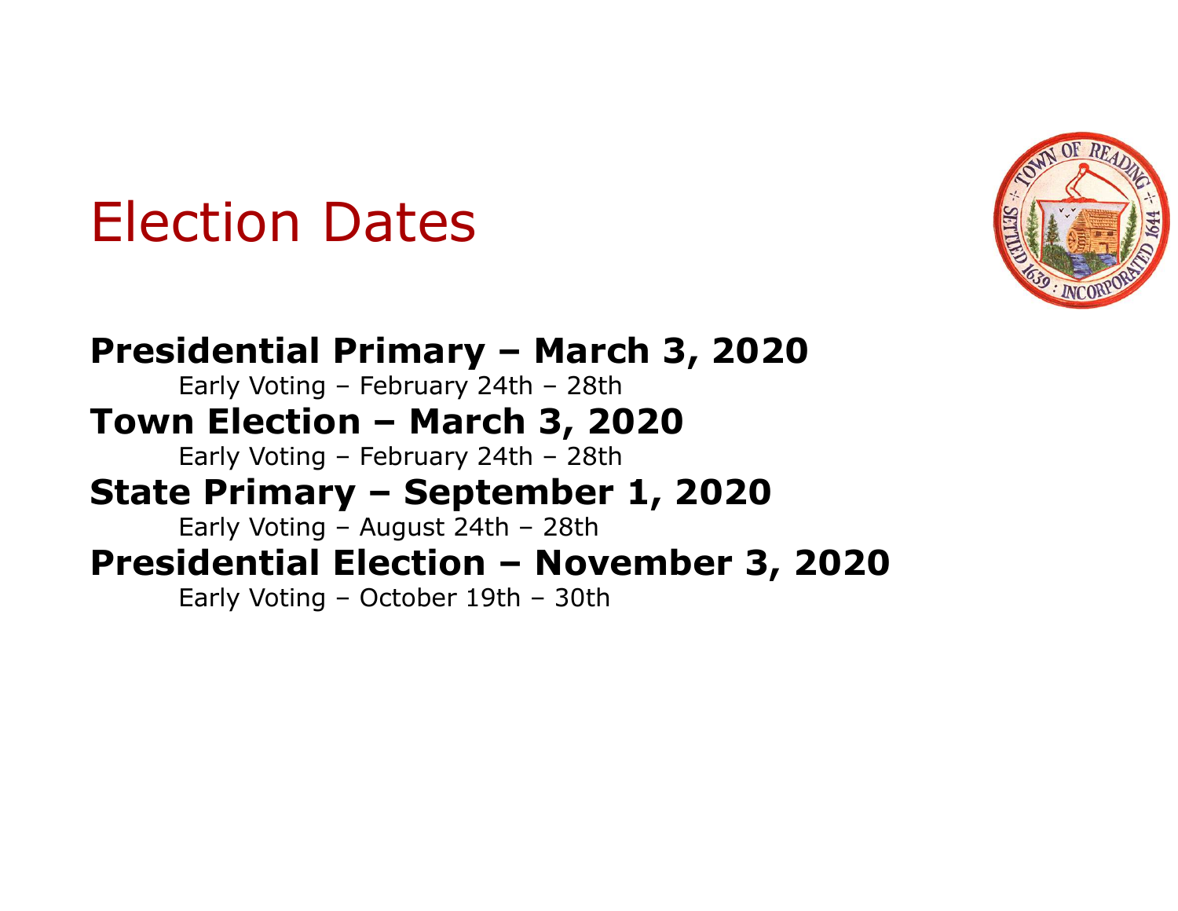# Election Dates

**Presidential Primary – March 3, 2020**

Early Voting – February 24th – 28th

**Town Election – March 3, 2020**

Early Voting – February 24th – 28th

**State Primary – September 1, 2020**

Early Voting – August 24th – 28th

**Presidential Election – November 3, 2020**

Early Voting – October 19th – 30th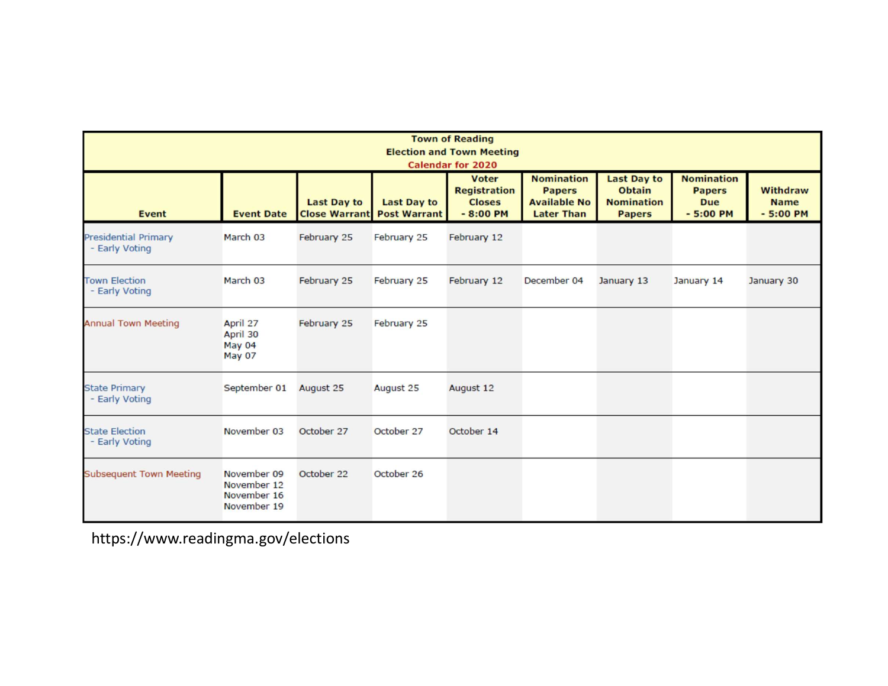| Town of Reading<br>Election and Town Meeting<br>Calendar for 2020 | | | | | | | | |
|---|---|---|---|---|---|---|---|---|
| **Event** | **Event Date** | **Last Day to Close Warrant** | **Last Day to Post Warrant** | **Voter Registration Closes - 8:00 PM** | **Nomination Papers Available No Later Than** | **Last Day to Obtain Nomination Papers** | **Nomination Papers Due - 5:00 PM** | **Withdraw Name - 5:00 PM** |
| Presidential Primary<br>- Early Voting | March 03 | February 25 | February 25 | February 12 | | | | |
| Town Election<br>- Early Voting | March 03 | February 25 | February 25 | February 12 | December 04 | January 13 | January 14 | January 30 |
| Annual Town Meeting | April 27<br>April 30<br>May 04<br>May 07 | February 25 | February 25 | | | | | |
| State Primary<br>- Early Voting | September 01 | August 25 | August 25 | August 12 | | | | |
| State Election<br>- Early Voting | November 03 | October 27 | October 27 | October 14 | | | | |
| Subsequent Town Meeting | November 09<br>November 12<br>November 16<br>November 19 | October 22 | October 26 | | | | | |

https://www.readingma.gov/elections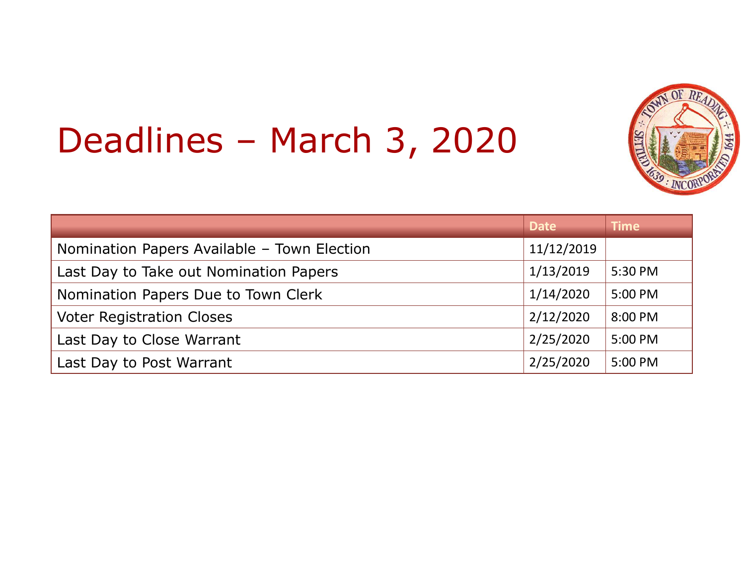# Deadlines – March 3, 2020

| | Date | Time |
|---|---|---|
| Nomination Papers Available – Town Election | 11/12/2019 | |
| Last Day to Take out Nomination Papers | 1/13/2019 | 5:30 PM |
| Nomination Papers Due to Town Clerk | 1/14/2020 | 5:00 PM |
| Voter Registration Closes | 2/12/2020 | 8:00 PM |
| Last Day to Close Warrant | 2/25/2020 | 5:00 PM |
| Last Day to Post Warrant | 2/25/2020 | 5:00 PM |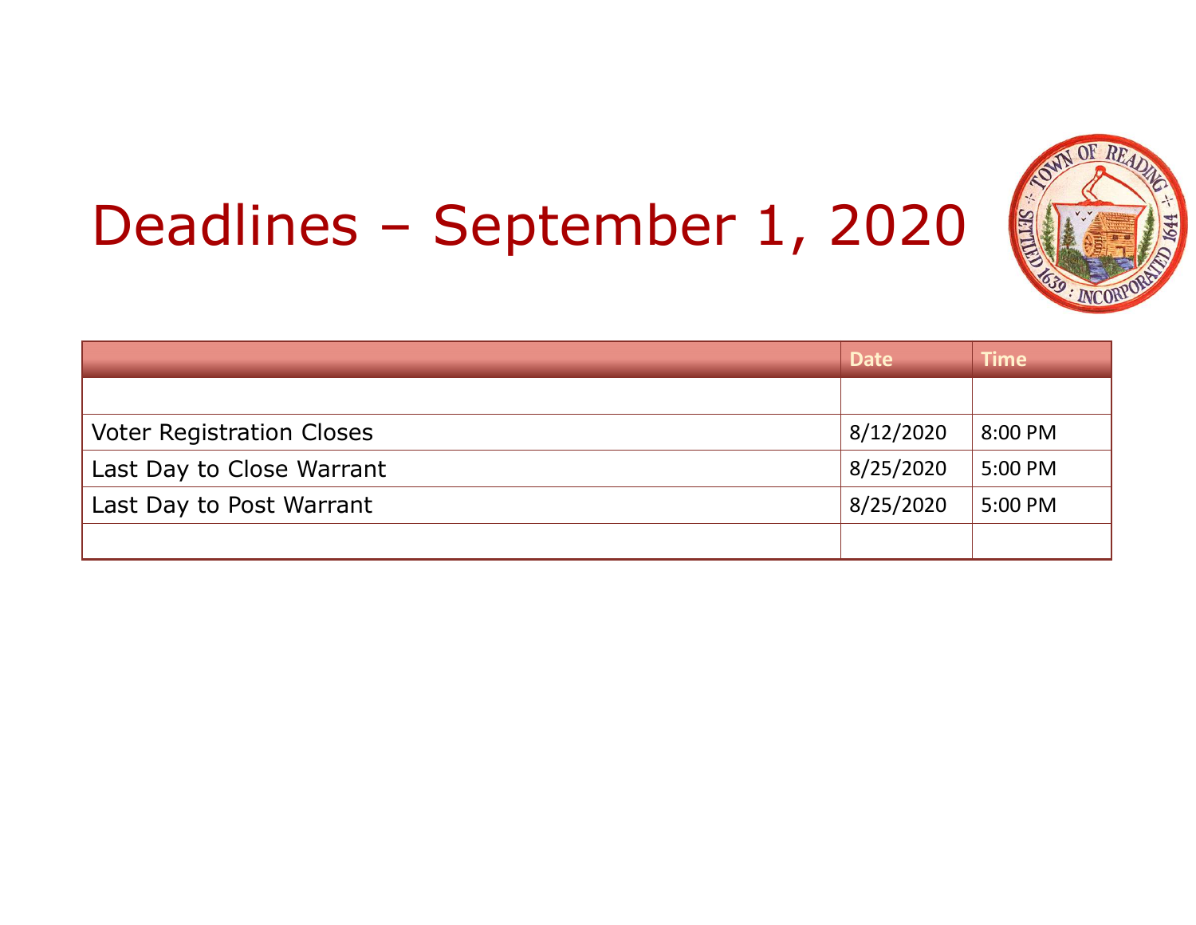# Deadlines – September 1, 2020

| | Date | Time |
|---|---|---|
| | | |
| Voter Registration Closes | 8/12/2020 | 8:00 PM |
| Last Day to Close Warrant | 8/25/2020 | 5:00 PM |
| Last Day to Post Warrant | 8/25/2020 | 5:00 PM |
| | | |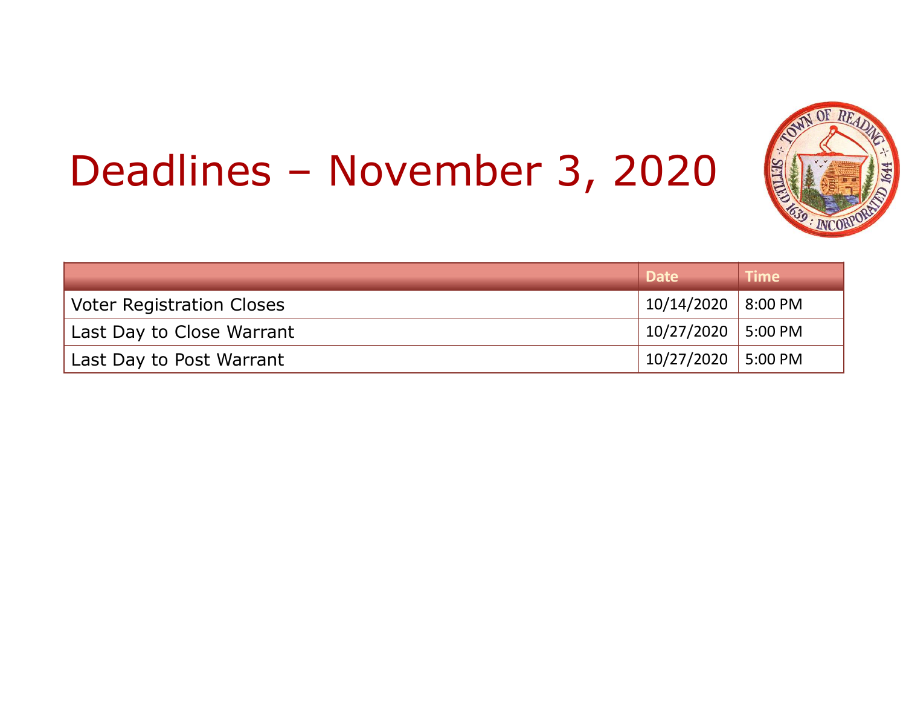# Deadlines – November 3, 2020

| | Date | Time |
|---|---|---|
| Voter Registration Closes | 10/14/2020 | 8:00 PM |
| Last Day to Close Warrant | 10/27/2020 | 5:00 PM |
| Last Day to Post Warrant | 10/27/2020 | 5:00 PM |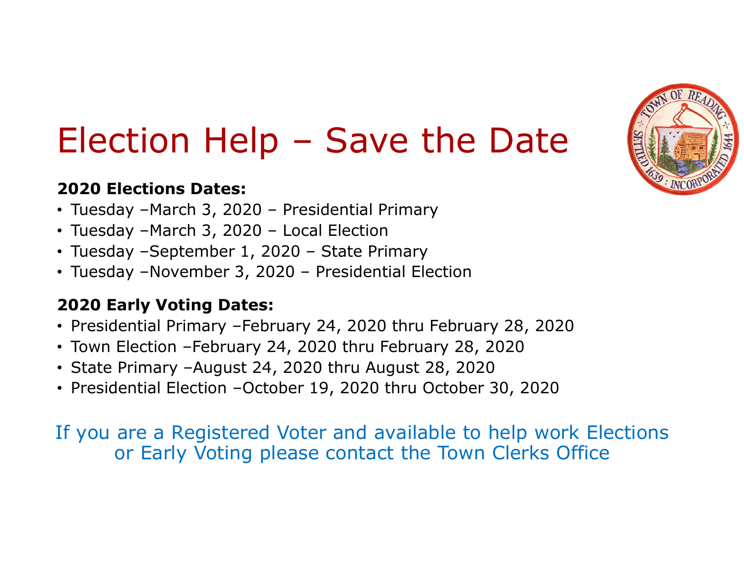# Election Help – Save the Date

**2020 Elections Dates:**

- Tuesday –March 3, 2020 – Presidential Primary
- Tuesday –March 3, 2020 – Local Election
- Tuesday –September 1, 2020 – State Primary
- Tuesday –November 3, 2020 – Presidential Election

**2020 Early Voting Dates:**

- Presidential Primary –February 24, 2020 thru February 28, 2020
- Town Election –February 24, 2020 thru February 28, 2020
- State Primary –August 24, 2020 thru August 28, 2020
- Presidential Election –October 19, 2020 thru October 30, 2020

If you are a Registered Voter and available to help work Elections or Early Voting please contact the Town Clerks Office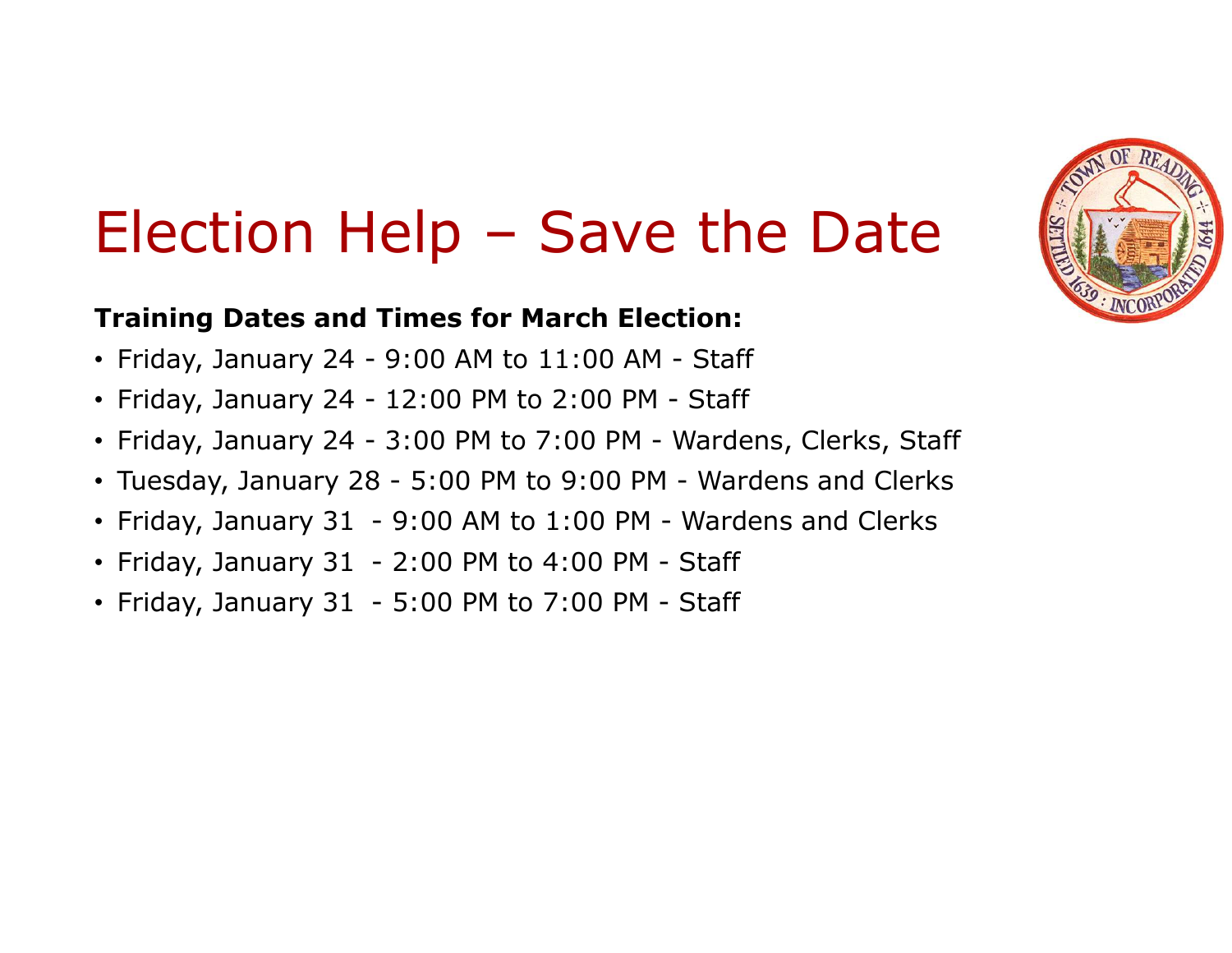# Election Help – Save the Date

**Training Dates and Times for March Election:**

- Friday, January 24 - 9:00 AM to 11:00 AM - Staff
- Friday, January 24 - 12:00 PM to 2:00 PM - Staff
- Friday, January 24 - 3:00 PM to 7:00 PM - Wardens, Clerks, Staff
- Tuesday, January 28 - 5:00 PM to 9:00 PM - Wardens and Clerks
- Friday, January 31 - 9:00 AM to 1:00 PM - Wardens and Clerks
- Friday, January 31 - 2:00 PM to 4:00 PM - Staff
- Friday, January 31 - 5:00 PM to 7:00 PM - Staff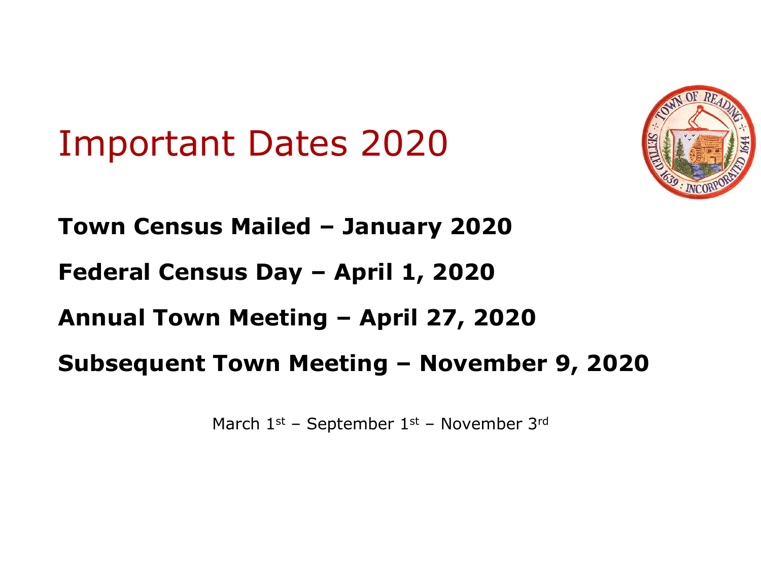# Important Dates 2020

**Town Census Mailed – January 2020**

**Federal Census Day – April 1, 2020**

**Annual Town Meeting – April 27, 2020**

**Subsequent Town Meeting – November 9, 2020**

March 1st – September 1st – November 3rd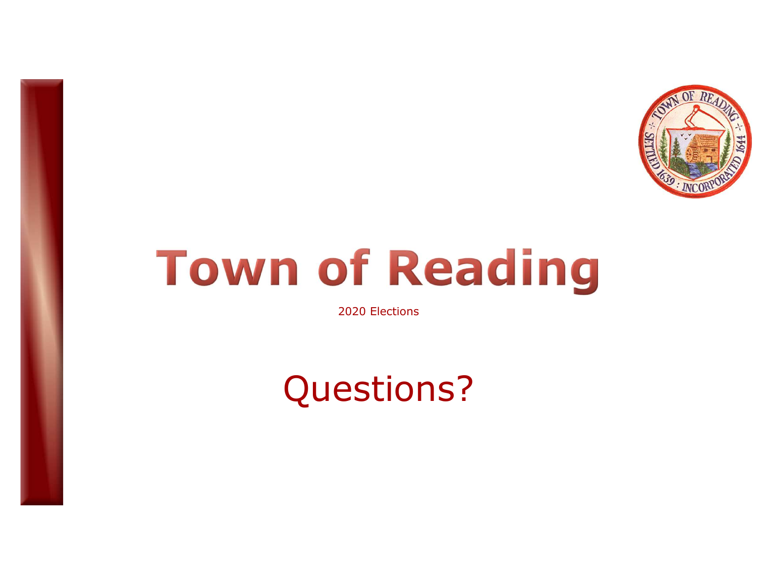# Town of Reading

2020 Elections

## Questions?